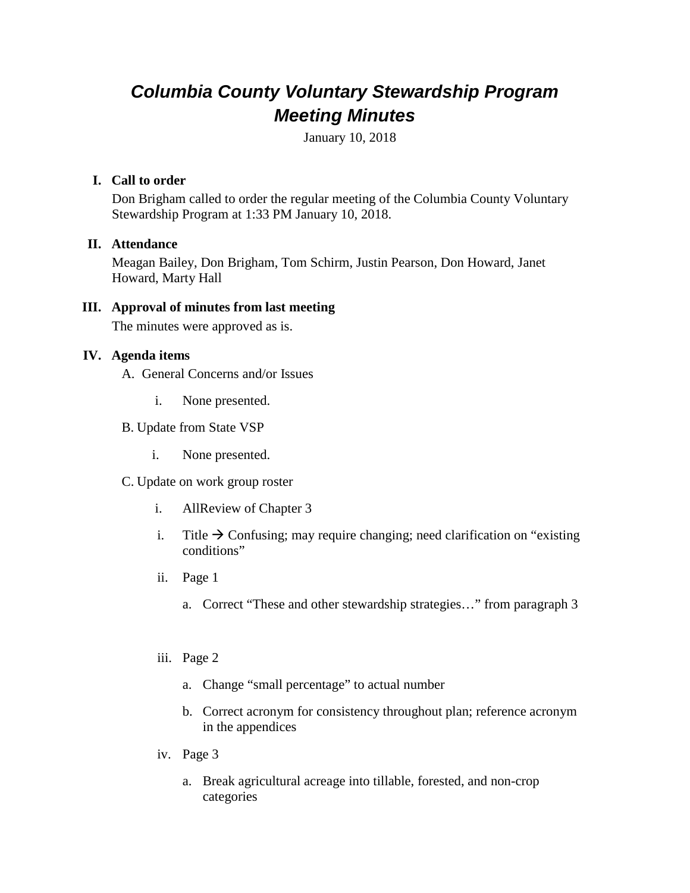# *Columbia County Voluntary Stewardship Program Meeting Minutes*

January 10, 2018

I. **Call to order**

Don Brigham called to order the regular meeting of the Columbia County Voluntary Stewardship Program at 1:33 PM January 10, 2018.

II. **Attendance**

Meagan Bailey, Don Brigham, Tom Schirm, Justin Pearson, Don Howard, Janet Howard, Marty Hall

III. **Approval of minutes from last meeting**

The minutes were approved as is.

IV. **Agenda items**

A. General Concerns and/or Issues

i. None presented.

B. Update from State VSP

i. None presented.

C. Update on work group roster

i. AllReview of Chapter 3

i. Title → Confusing; may require changing; need clarification on "existing conditions"

ii. Page 1

a. Correct "These and other stewardship strategies…" from paragraph 3

iii. Page 2

a. Change "small percentage" to actual number

b. Correct acronym for consistency throughout plan; reference acronym in the appendices

iv. Page 3

a. Break agricultural acreage into tillable, forested, and non-crop categories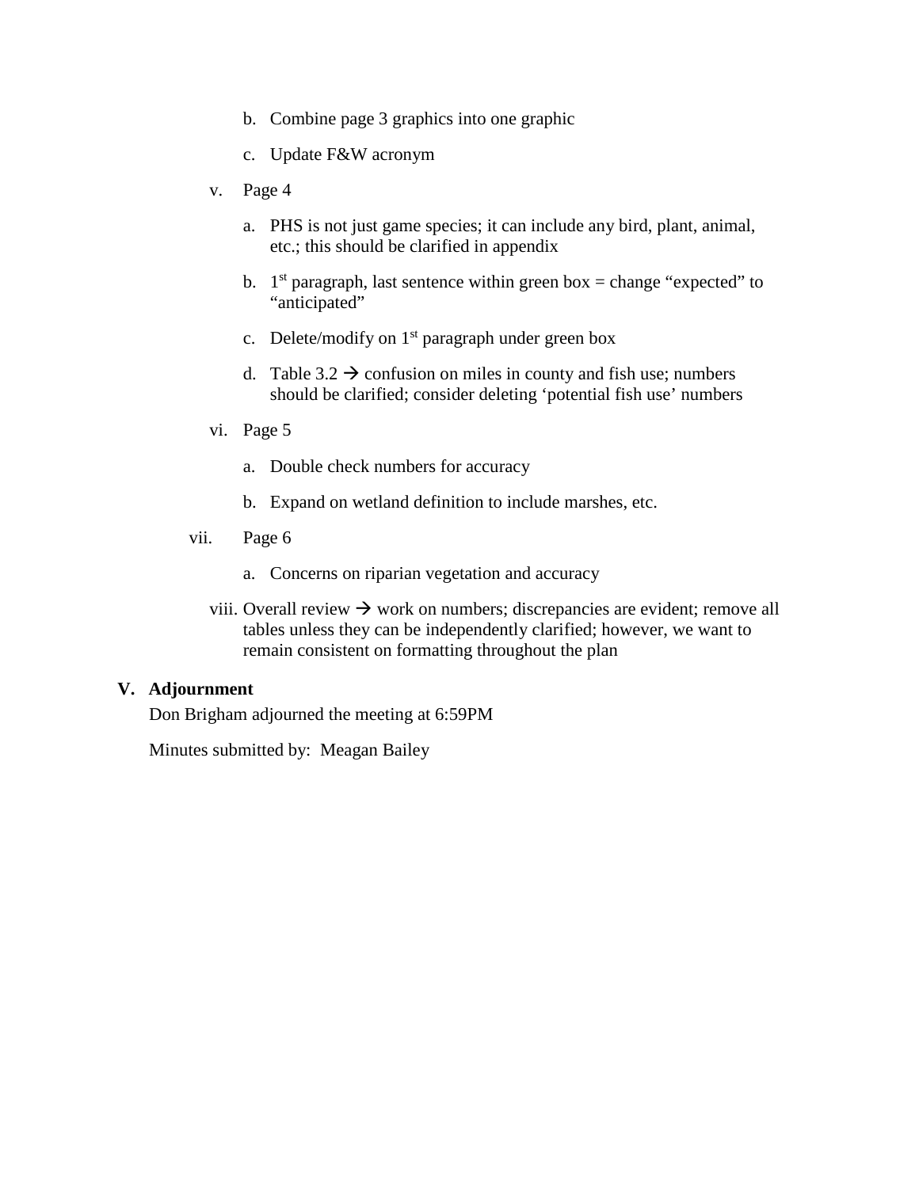b. Combine page 3 graphics into one graphic

c. Update F&W acronym

v. Page 4

a. PHS is not just game species; it can include any bird, plant, animal, etc.; this should be clarified in appendix

b. 1st paragraph, last sentence within green box = change "expected" to "anticipated"

c. Delete/modify on 1st paragraph under green box

d. Table 3.2 → confusion on miles in county and fish use; numbers should be clarified; consider deleting 'potential fish use' numbers

vi. Page 5

a. Double check numbers for accuracy

b. Expand on wetland definition to include marshes, etc.

vii. Page 6

a. Concerns on riparian vegetation and accuracy

viii. Overall review → work on numbers; discrepancies are evident; remove all tables unless they can be independently clarified; however, we want to remain consistent on formatting throughout the plan

## V. Adjournment

Don Brigham adjourned the meeting at 6:59PM

Minutes submitted by: Meagan Bailey